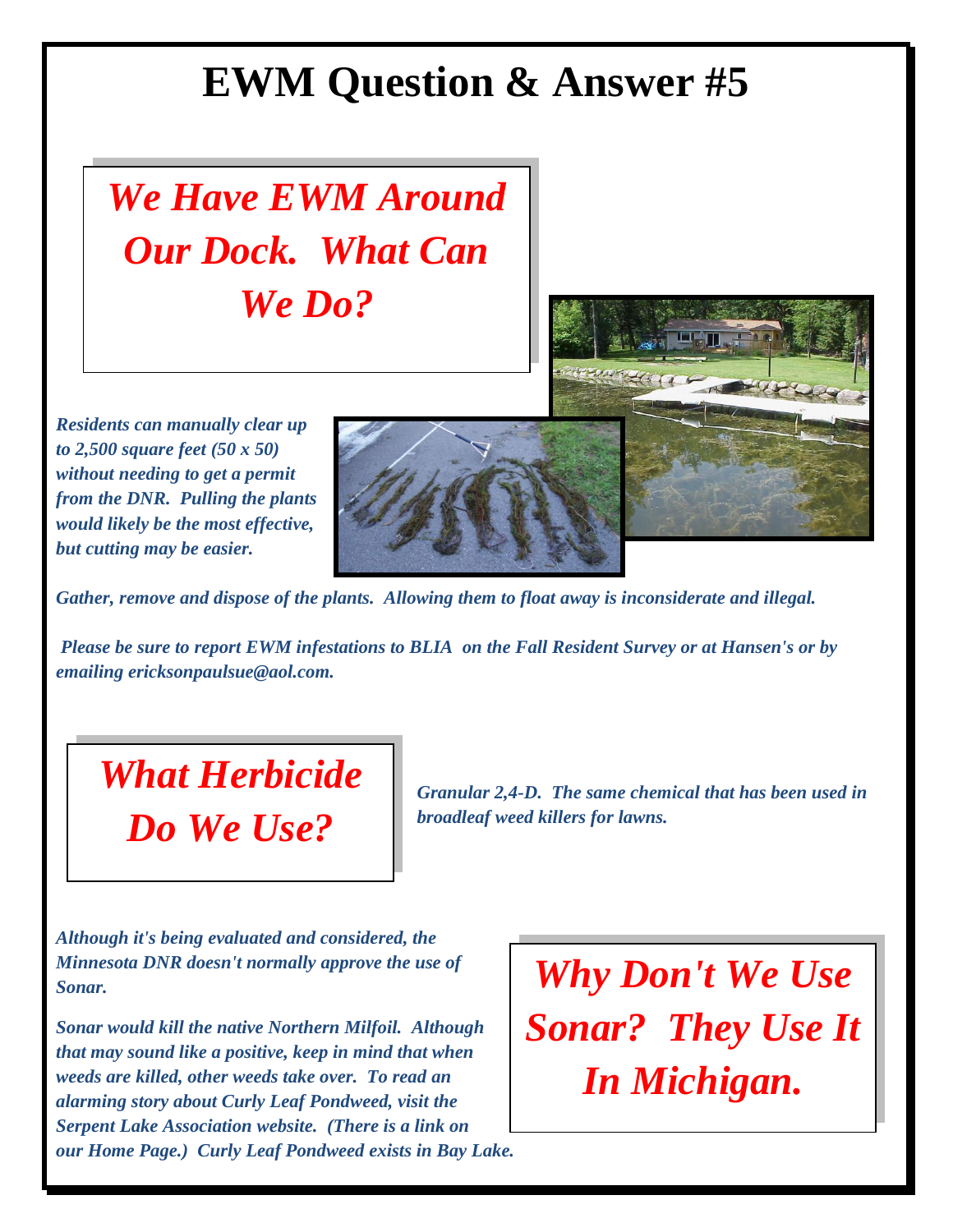# EWM Question & Answer #5

## *We Have EWM Around Our Dock. What Can We Do?*

***Residents can manually clear up to 2,500 square feet (50 x 50) without needing to get a permit from the DNR. Pulling the plants would likely be the most effective, but cutting may be easier.***

***Gather, remove and dispose of the plants. Allowing them to float away is inconsiderate and illegal.***

***Please be sure to report EWM infestations to BLIA on the Fall Resident Survey or at Hansen's or by emailing ericksonpaulsue@aol.com.***

## *What Herbicide Do We Use?*

***Granular 2,4-D. The same chemical that has been used in broadleaf weed killers for lawns.***

## *Why Don't We Use Sonar? They Use It In Michigan.*

***Although it's being evaluated and considered, the Minnesota DNR doesn't normally approve the use of Sonar.***

***Sonar would kill the native Northern Milfoil. Although that may sound like a positive, keep in mind that when weeds are killed, other weeds take over. To read an alarming story about Curly Leaf Pondweed, visit the Serpent Lake Association website. (There is a link on our Home Page.) Curly Leaf Pondweed exists in Bay Lake.***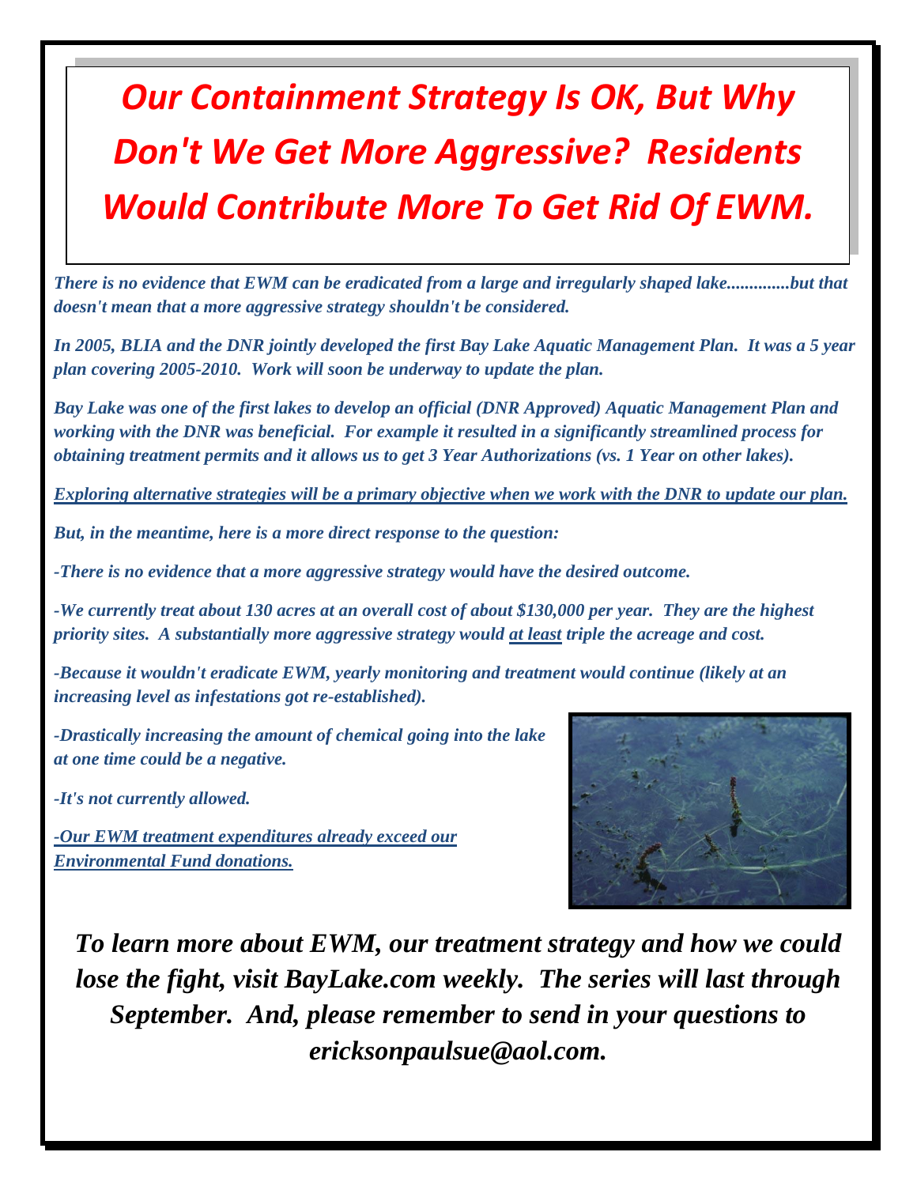# *Our Containment Strategy Is OK, But Why Don't We Get More Aggressive? Residents Would Contribute More To Get Rid Of EWM.*

***There is no evidence that EWM can be eradicated from a large and irregularly shaped lake..............but that doesn't mean that a more aggressive strategy shouldn't be considered.***

***In 2005, BLIA and the DNR jointly developed the first Bay Lake Aquatic Management Plan. It was a 5 year plan covering 2005-2010. Work will soon be underway to update the plan.***

***Bay Lake was one of the first lakes to develop an official (DNR Approved) Aquatic Management Plan and working with the DNR was beneficial. For example it resulted in a significantly streamlined process for obtaining treatment permits and it allows us to get 3 Year Authorizations (vs. 1 Year on other lakes).***

***<u>Exploring alternative strategies will be a primary objective when we work with the DNR to update our plan.</u>***

***But, in the meantime, here is a more direct response to the question:***

***-There is no evidence that a more aggressive strategy would have the desired outcome.***

***-We currently treat about 130 acres at an overall cost of about $130,000 per year. They are the highest priority sites. A substantially more aggressive strategy would <u>at least</u> triple the acreage and cost.***

***-Because it wouldn't eradicate EWM, yearly monitoring and treatment would continue (likely at an increasing level as infestations got re-established).***

***-Drastically increasing the amount of chemical going into the lake at one time could be a negative.***

***-It's not currently allowed.***

***<u>-Our EWM treatment expenditures already exceed our Environmental Fund donations.</u>***

***To learn more about EWM, our treatment strategy and how we could lose the fight, visit BayLake.com weekly. The series will last through September. And, please remember to send in your questions to ericksonpaulsue@aol.com.***